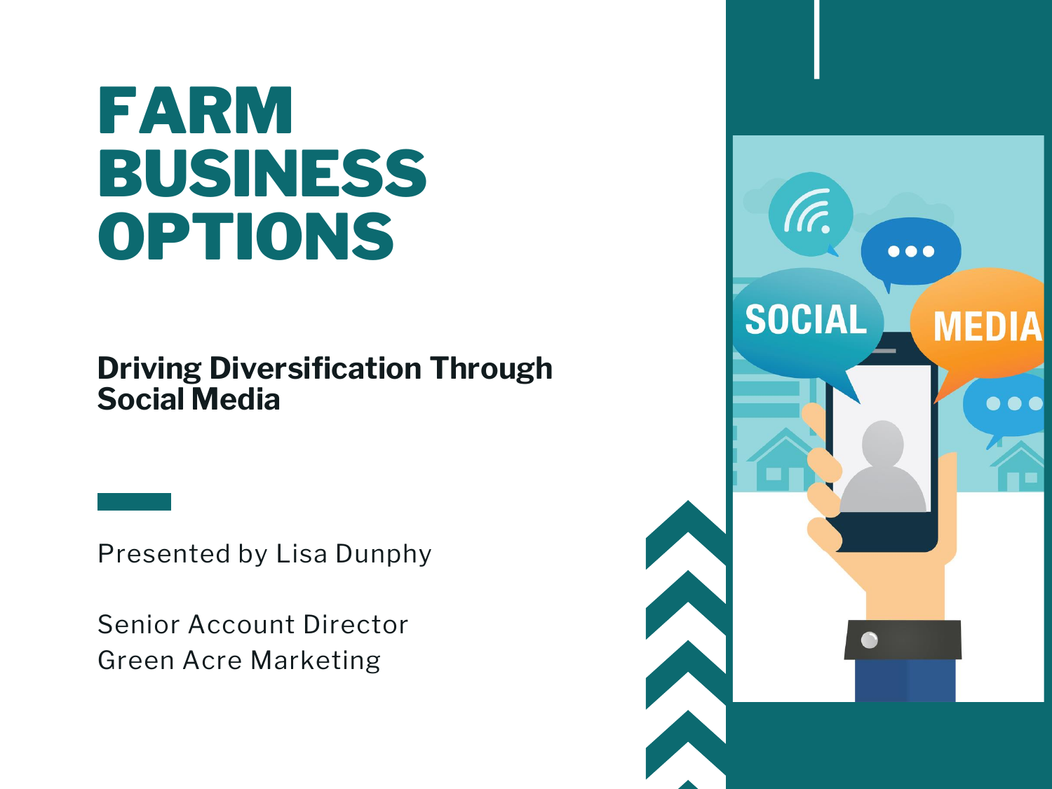# FARM BUSINESS OPTIONS

## Driving Diversification Through Social Media

Presented by Lisa Dunphy

Senior Account Director
Green Acre Marketing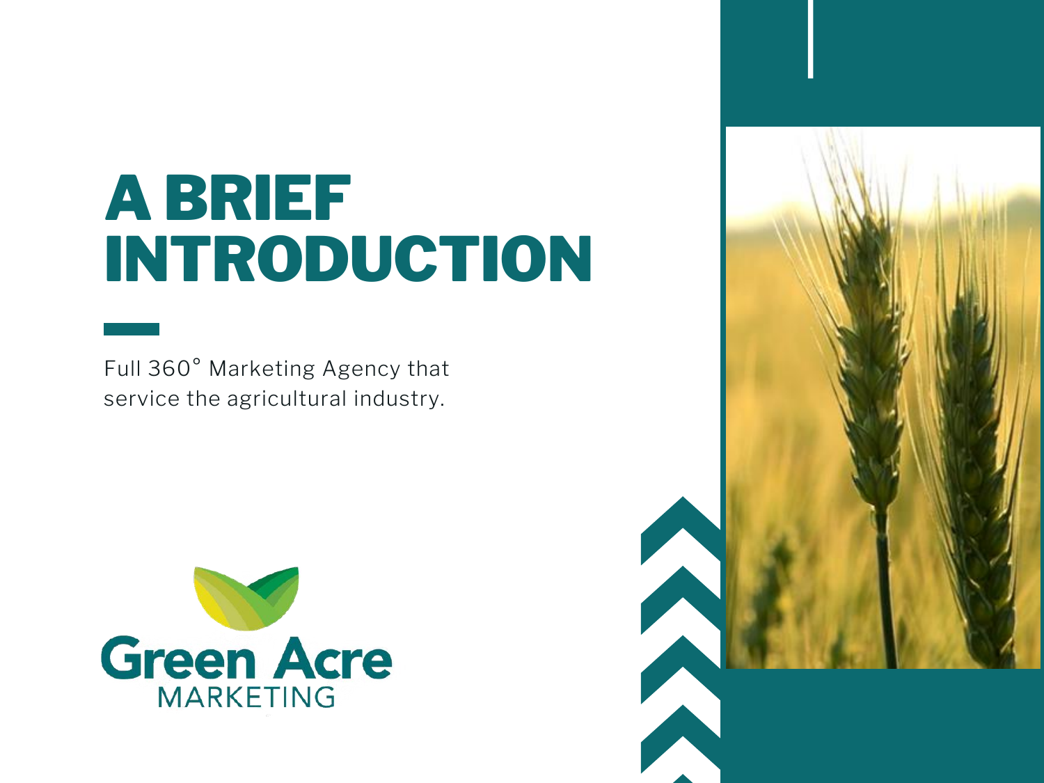# A BRIEF INTRODUCTION

Full 360° Marketing Agency that service the agricultural industry.

Green Acre MARKETING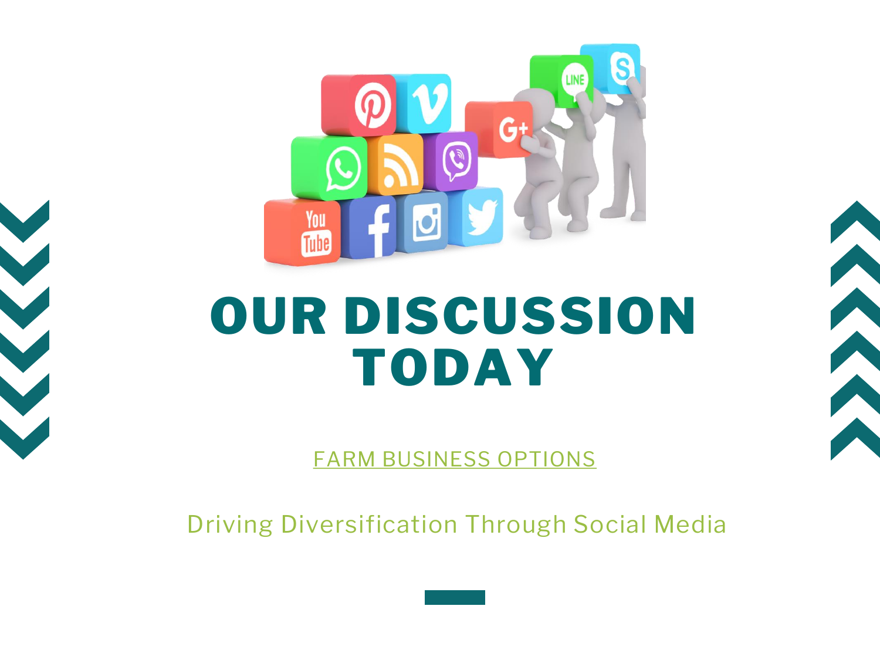# OUR DISCUSSION TODAY

FARM BUSINESS OPTIONS

Driving Diversification Through Social Media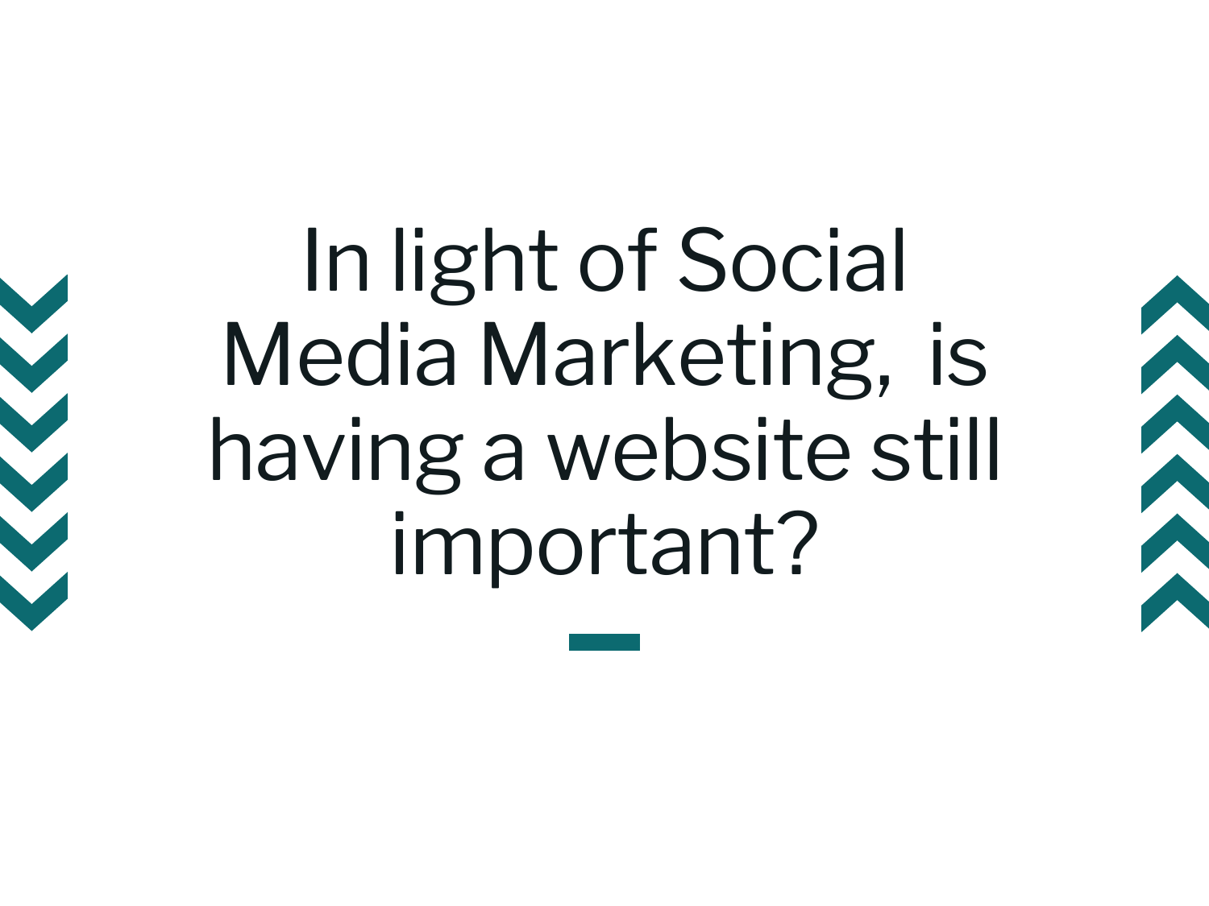# In light of Social Media Marketing, is having a website still important?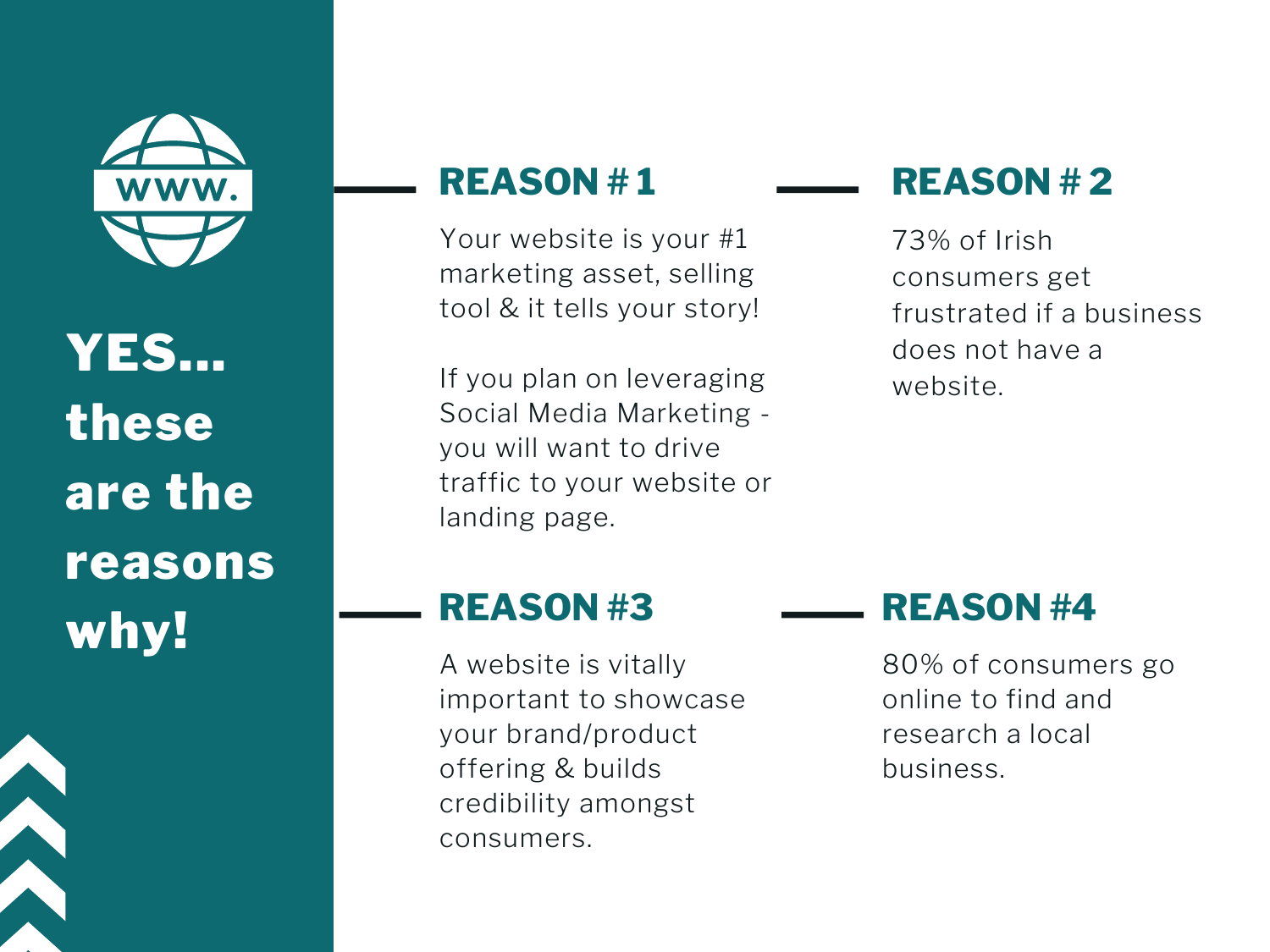# YES... these are the reasons why!

## REASON # 1

Your website is your #1 marketing asset, selling tool & it tells your story!

If you plan on leveraging Social Media Marketing - you will want to drive traffic to your website or landing page.

## REASON # 2

73% of Irish consumers get frustrated if a business does not have a website.

## REASON #3

A website is vitally important to showcase your brand/product offering & builds credibility amongst consumers.

## REASON #4

80% of consumers go online to find and research a local business.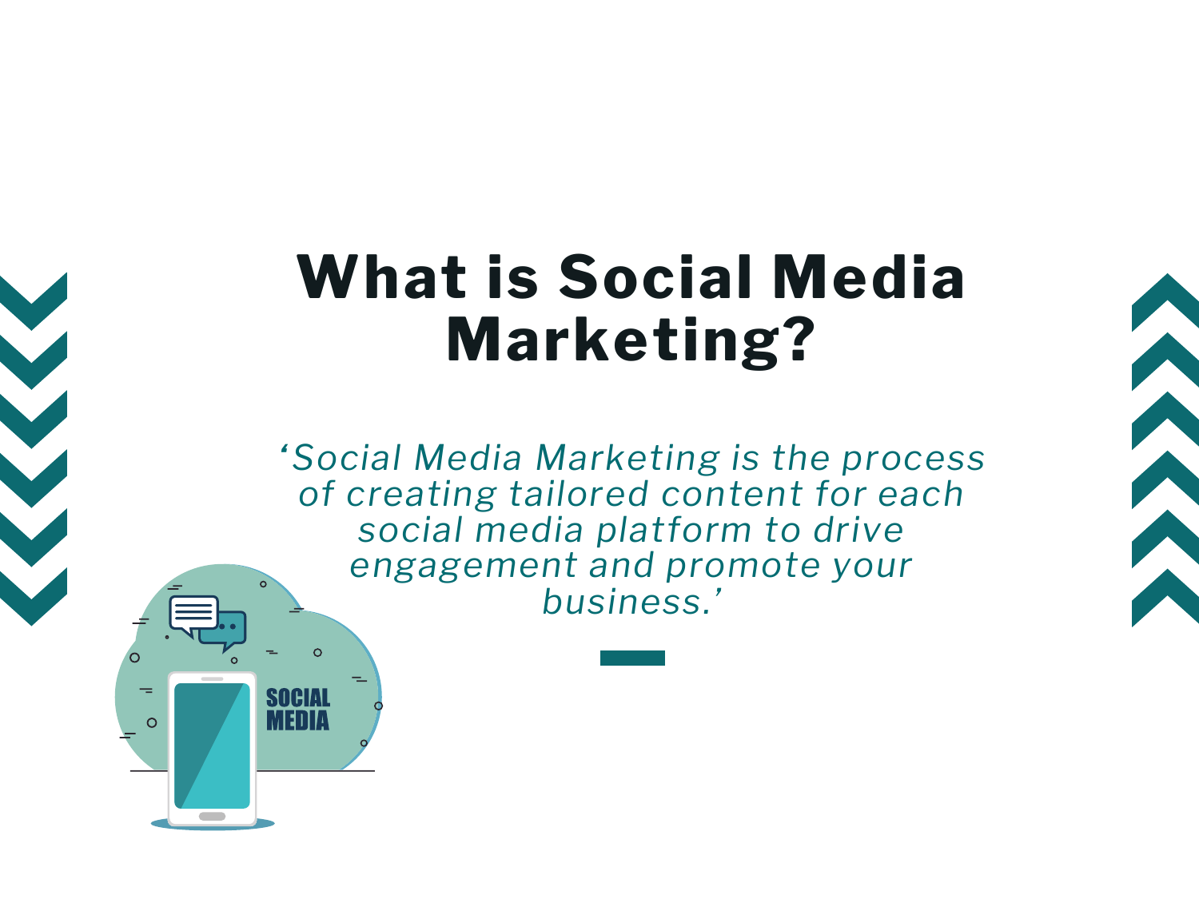# What is Social Media Marketing?

*‘Social Media Marketing is the process of creating tailored content for each social media platform to drive engagement and promote your business.’*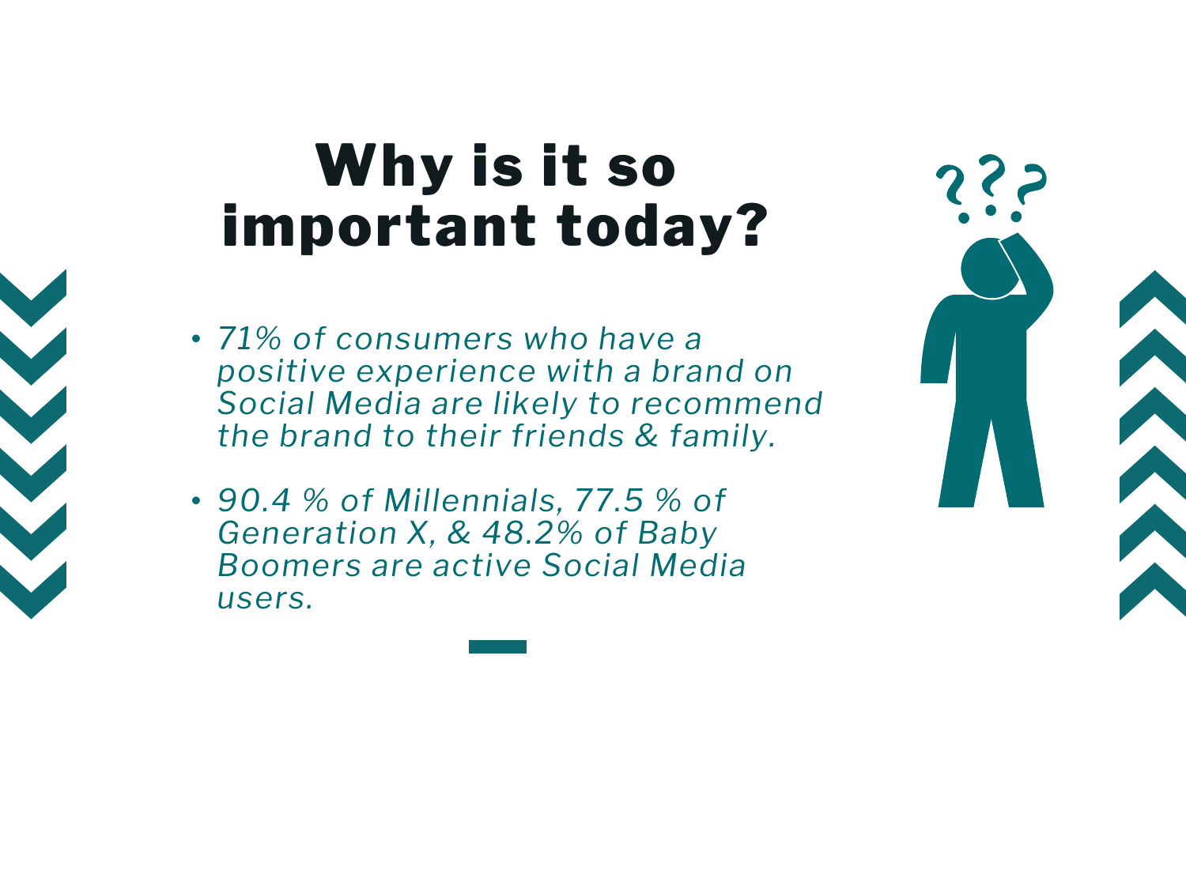# Why is it so important today?

- *71% of consumers who have a positive experience with a brand on Social Media are likely to recommend the brand to their friends & family.*
- *90.4 % of Millennials, 77.5 % of Generation X, & 48.2% of Baby Boomers are active Social Media users.*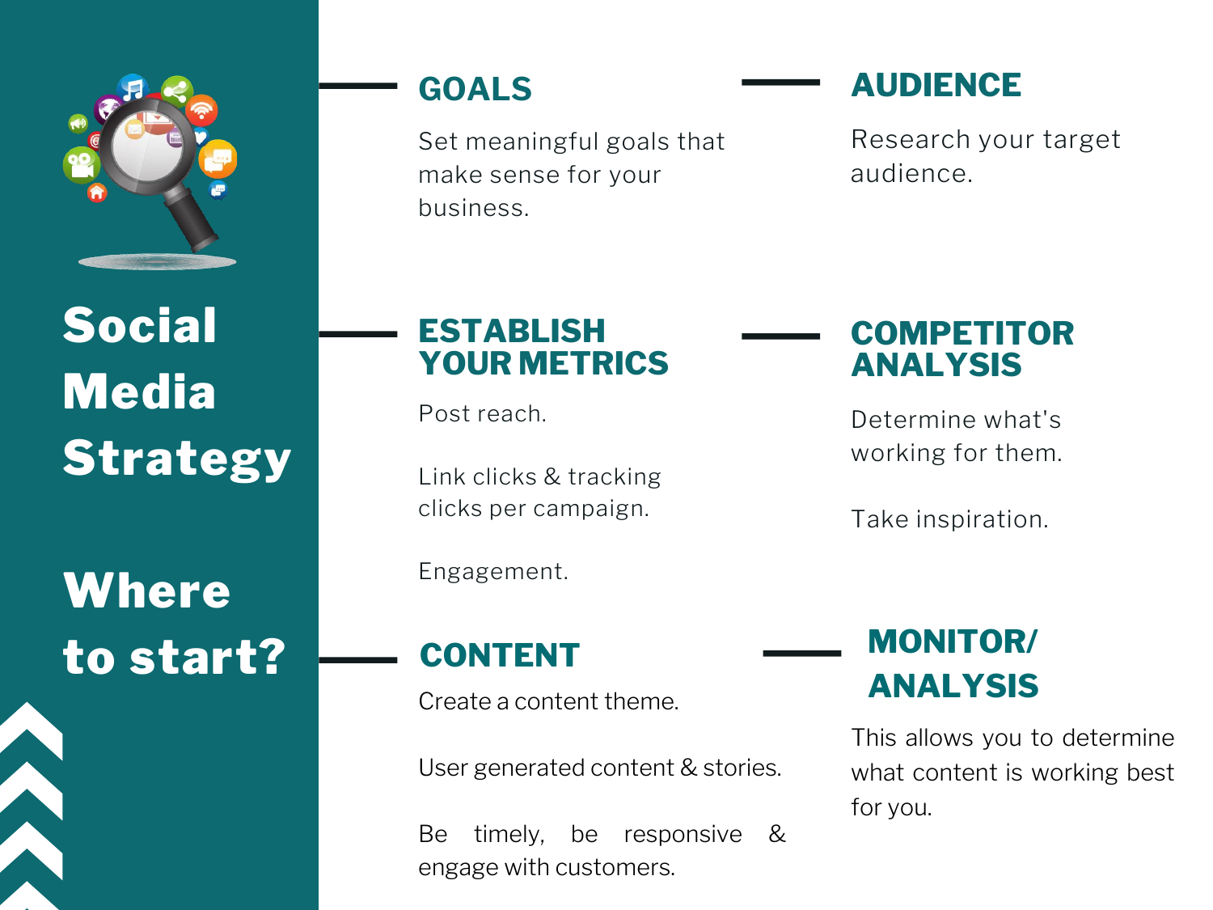# Social Media Strategy

## Where to start?

### GOALS

Set meaningful goals that make sense for your business.

### AUDIENCE

Research your target audience.

### ESTABLISH YOUR METRICS

Post reach.

Link clicks & tracking clicks per campaign.

Engagement.

### COMPETITOR ANALYSIS

Determine what's working for them.

Take inspiration.

### CONTENT

Create a content theme.

User generated content & stories.

Be timely, be responsive & engage with customers.

### MONITOR/ ANALYSIS

This allows you to determine what content is working best for you.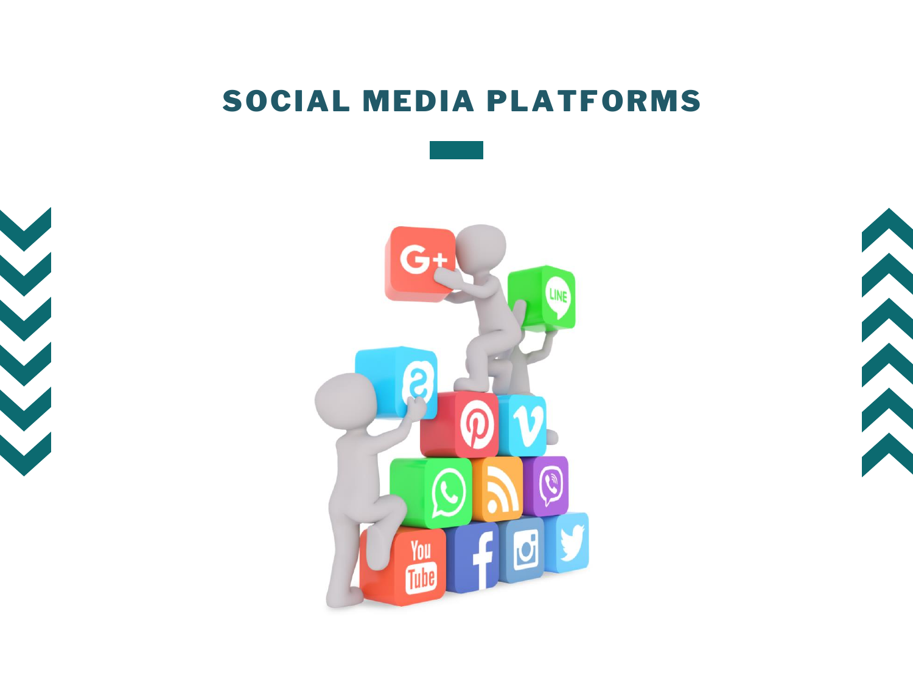# SOCIAL MEDIA PLATFORMS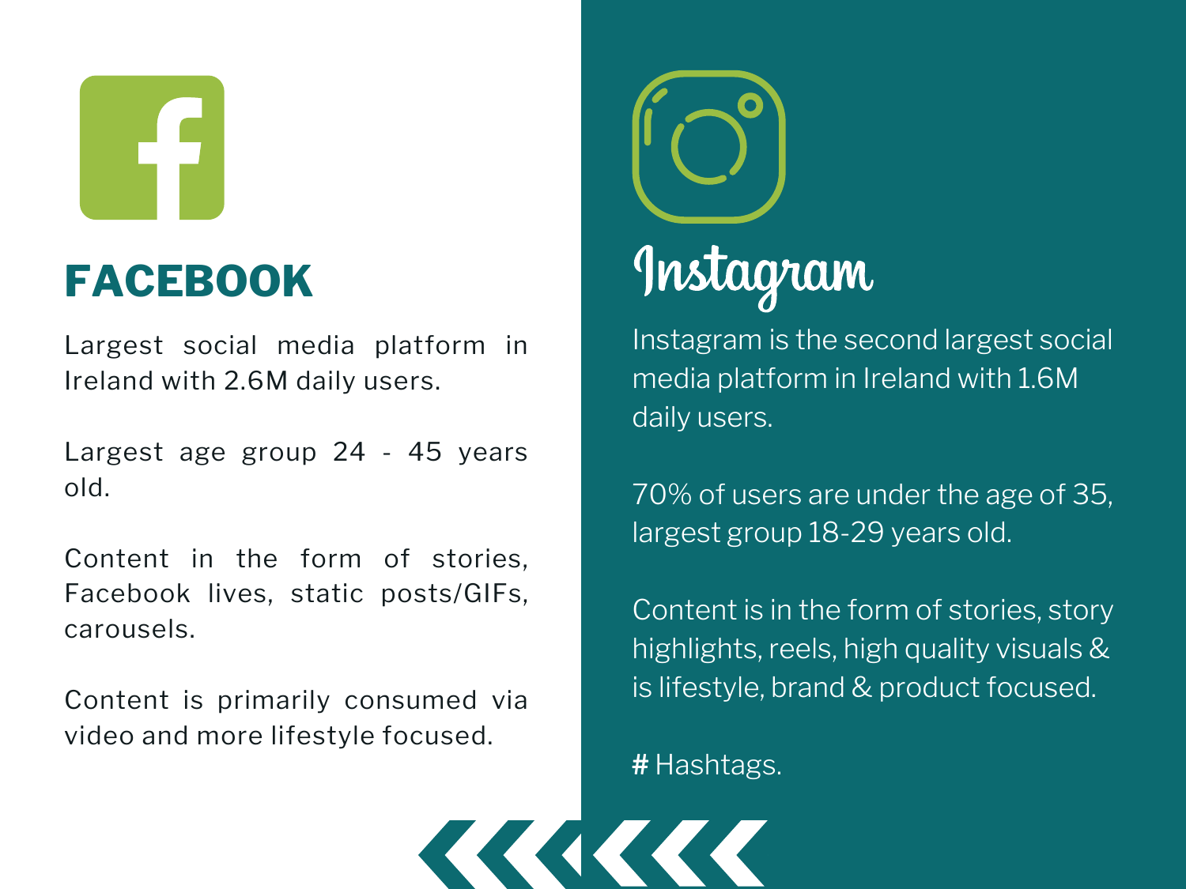## FACEBOOK

Largest social media platform in Ireland with 2.6M daily users.

Largest age group 24 - 45 years old.

Content in the form of stories, Facebook lives, static posts/GIFs, carousels.

Content is primarily consumed via video and more lifestyle focused.

## Instagram

Instagram is the second largest social media platform in Ireland with 1.6M daily users.

70% of users are under the age of 35, largest group 18-29 years old.

Content is in the form of stories, story highlights, reels, high quality visuals & is lifestyle, brand & product focused.

# Hashtags.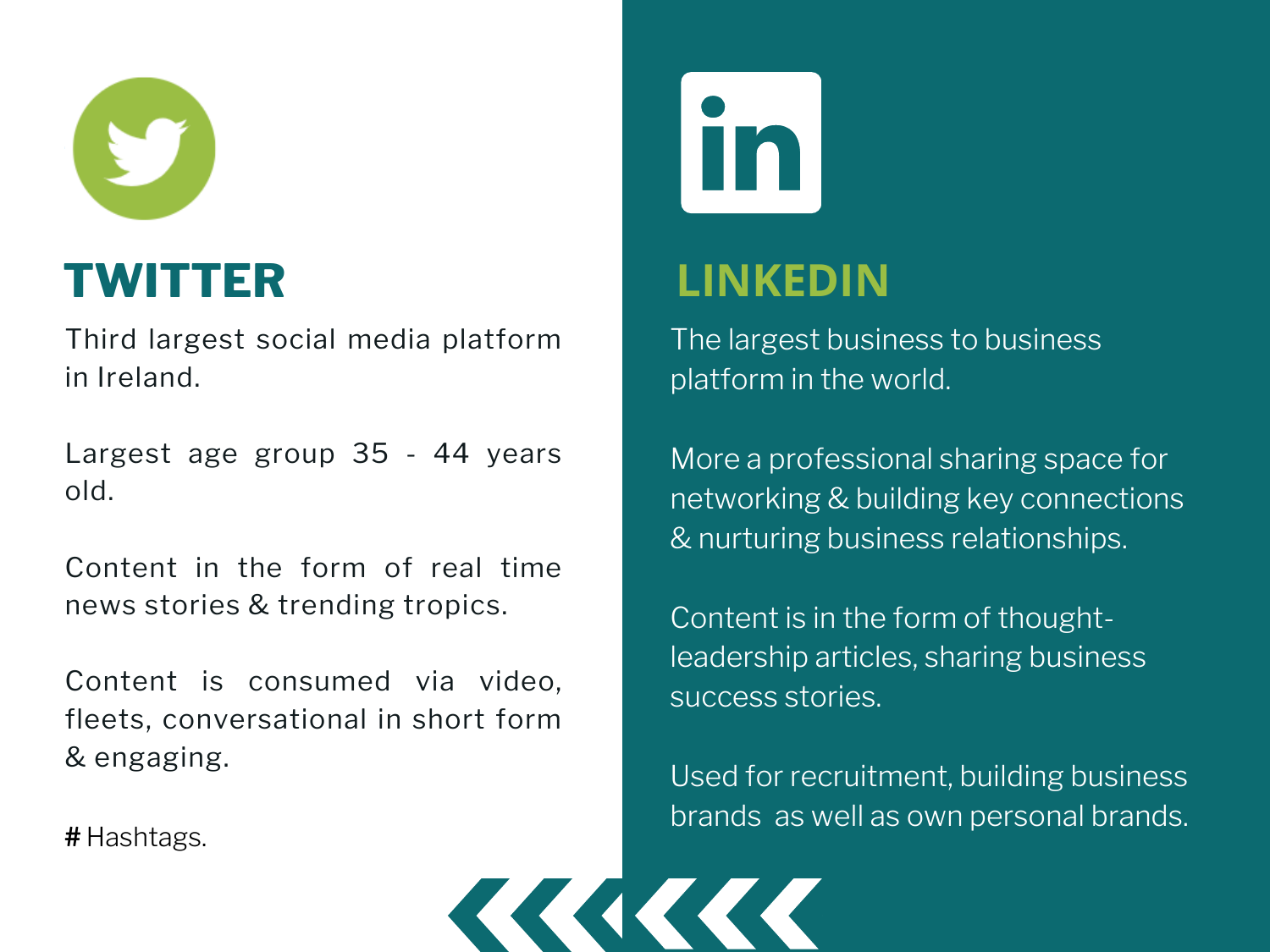## TWITTER

Third largest social media platform in Ireland.

Largest age group 35 - 44 years old.

Content in the form of real time news stories & trending tropics.

Content is consumed via video, fleets, conversational in short form & engaging.

# Hashtags.

## LINKEDIN

The largest business to business platform in the world.

More a professional sharing space for networking & building key connections & nurturing business relationships.

Content is in the form of thought-leadership articles, sharing business success stories.

Used for recruitment, building business brands as well as own personal brands.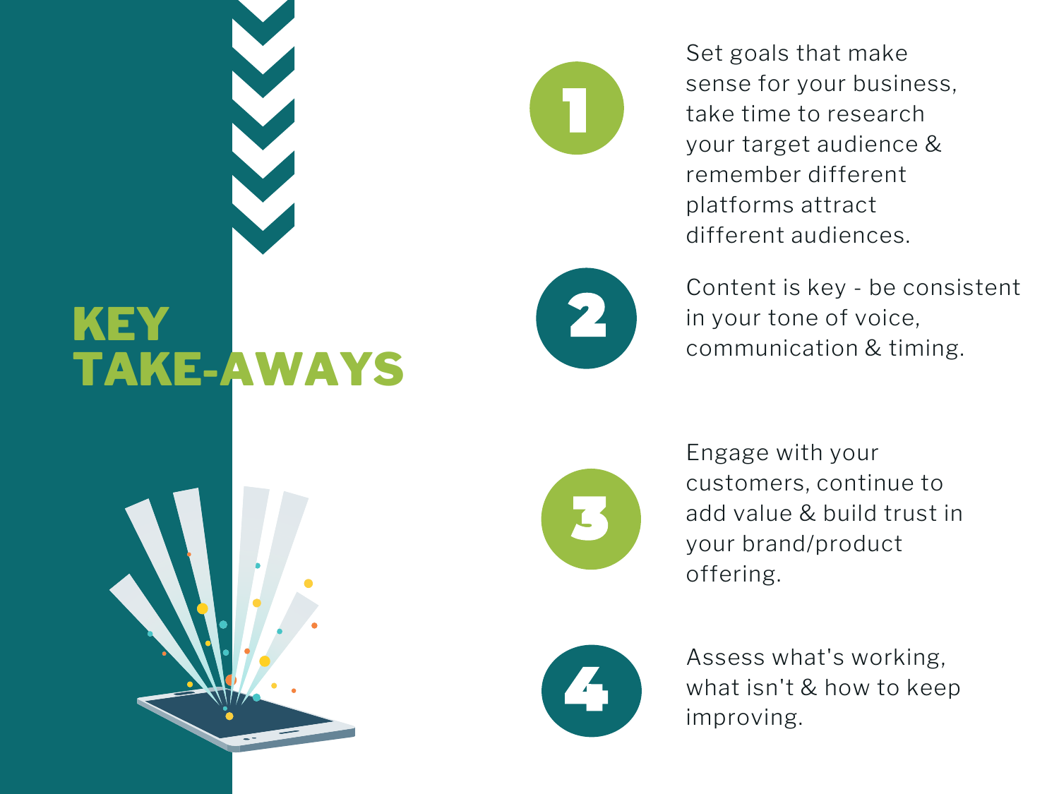# KEY TAKE-AWAYS

1. Set goals that make sense for your business, take time to research your target audience & remember different platforms attract different audiences.

2. Content is key - be consistent in your tone of voice, communication & timing.

3. Engage with your customers, continue to add value & build trust in your brand/product offering.

4. Assess what's working, what isn't & how to keep improving.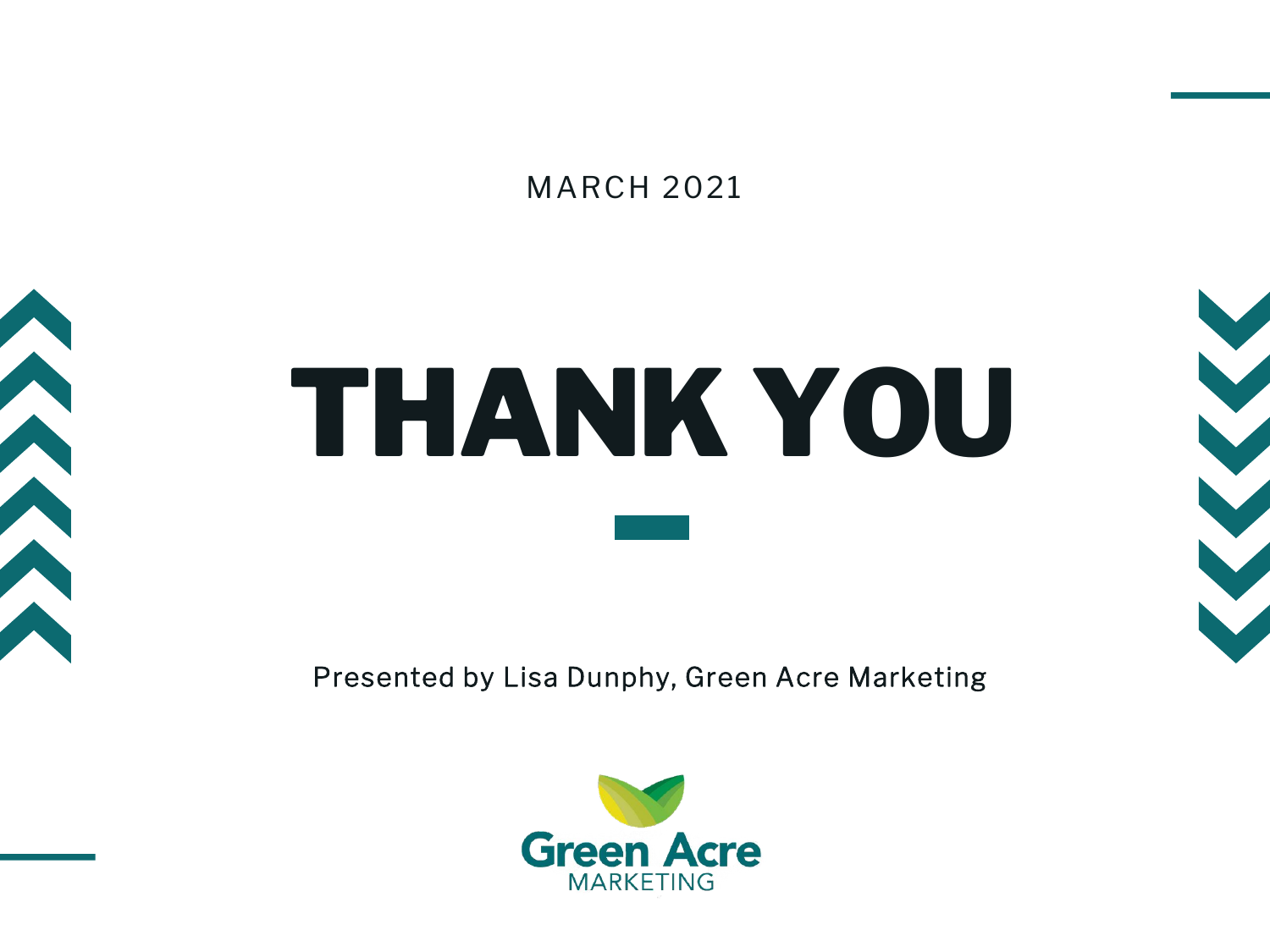MARCH 2021

# THANK YOU

Presented by Lisa Dunphy, Green Acre Marketing

Green Acre
MARKETING